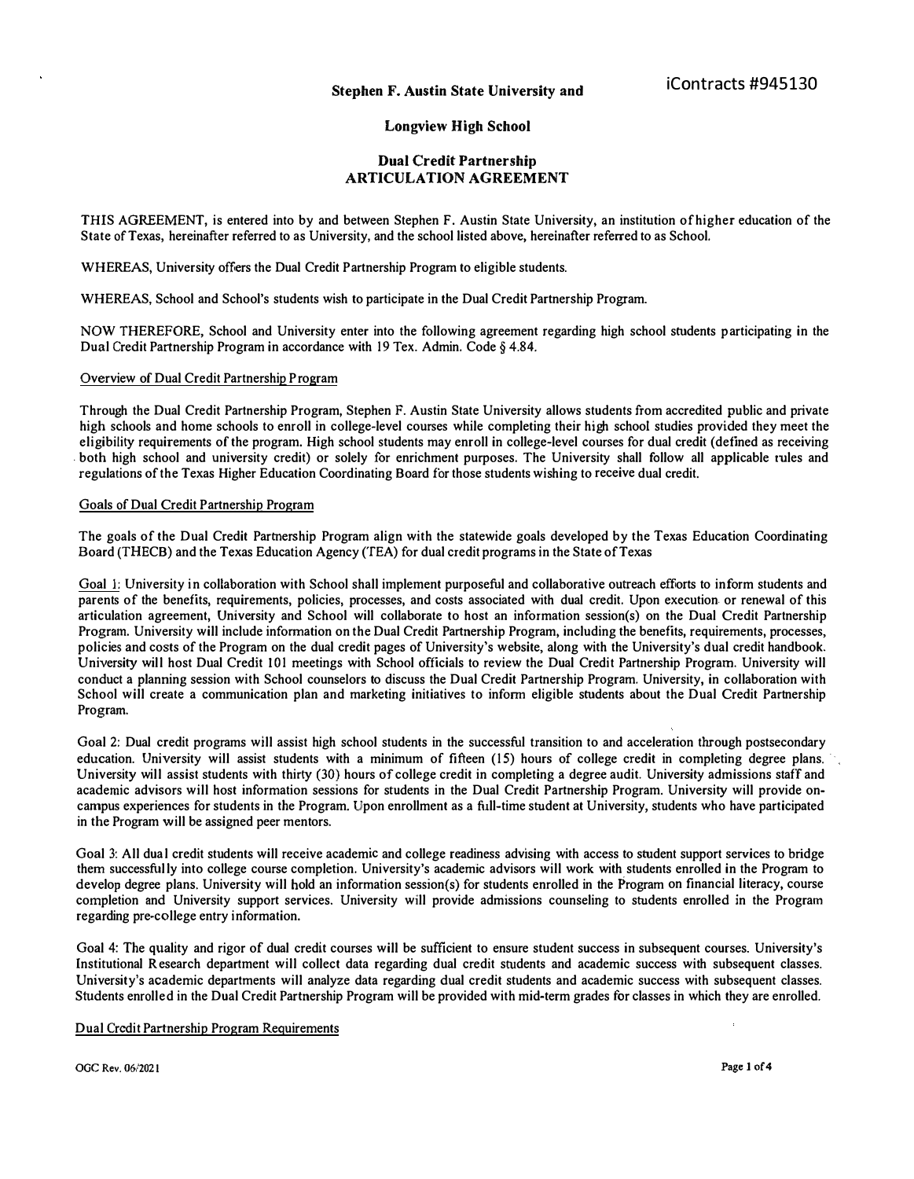iContracts #945130

# Stephen F. Austin State University and

## Longview High School

## Dual Credit Partnership ARTICULATION AGREEMENT

THIS AGREEMENT, is entered into by and between Stephen F. Austin State University, an institution of higher education of the State of Texas, hereinafter referred to as University, and the school listed above, hereinafter referred to as School.

WHEREAS, University offers the Dual Credit Partnership Program to eligible students.

WHEREAS, School and School's students wish to participate in the Dual Credit Partnership Program.

NOW THEREFORE, School and University enter into the following agreement regarding high school students participating in the Dual Credit Partnership Program in accordance with 19 Tex. Admin. Code § 4.84.

Overview of Dual Credit Partnership Program

Through the Dual Credit Partnership Program, Stephen F. Austin State University allows students from accredited public and private high schools and home schools to enroll in college-level courses while completing their high school studies provided they meet the eligibility requirements of the program. High school students may enroll in college-level courses for dual credit (defined as receiving both high school and university credit) or solely for enrichment purposes. The University shall follow all applicable rules and regulations of the Texas Higher Education Coordinating Board for those students wishing to receive dual credit.

Goals of Dual Credit Partnership Program

The goals of the Dual Credit Partnership Program align with the statewide goals developed by the Texas Education Coordinating Board (THECB) and the Texas Education Agency (TEA) for dual credit programs in the State of Texas

Goal 1: University in collaboration with School shall implement purposeful and collaborative outreach efforts to inform students and parents of the benefits, requirements, policies, processes, and costs associated with dual credit. Upon execution or renewal of this articulation agreement, University and School will collaborate to host an information session(s) on the Dual Credit Partnership Program. University will include information on the Dual Credit Partnership Program, including the benefits, requirements, processes, policies and costs of the Program on the dual credit pages of University's website, along with the University's dual credit handbook. University will host Dual Credit 101 meetings with School officials to review the Dual Credit Partnership Program. University will conduct a planning session with School counselors to discuss the Dual Credit Partnership Program. University, in collaboration with School will create a communication plan and marketing initiatives to inform eligible students about the Dual Credit Partnership Program.

Goal 2: Dual credit programs will assist high school students in the successful transition to and acceleration through postsecondary education. University will assist students with a minimum of fifteen (15) hours of college credit in completing degree plans. University will assist students with thirty (30) hours of college credit in completing a degree audit. University admissions staff and academic advisors will host information sessions for students in the Dual Credit Partnership Program. University will provide on-campus experiences for students in the Program. Upon enrollment as a full-time student at University, students who have participated in the Program will be assigned peer mentors.

Goal 3: All dual credit students will receive academic and college readiness advising with access to student support services to bridge them successfully into college course completion. University's academic advisors will work with students enrolled in the Program to develop degree plans. University will hold an information session(s) for students enrolled in the Program on financial literacy, course completion and University support services. University will provide admissions counseling to students enrolled in the Program regarding pre-college entry information.

Goal 4: The quality and rigor of dual credit courses will be sufficient to ensure student success in subsequent courses. University's Institutional Research department will collect data regarding dual credit students and academic success with subsequent classes. University's academic departments will analyze data regarding dual credit students and academic success with subsequent classes. Students enrolled in the Dual Credit Partnership Program will be provided with mid-term grades for classes in which they are enrolled.

Dual Credit Partnership Program Requirements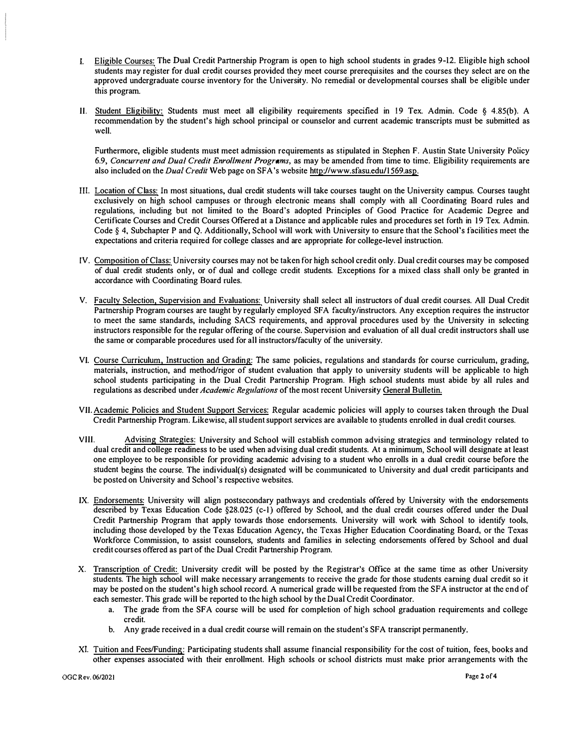I. Eligible Courses: The Dual Credit Partnership Program is open to high school students in grades 9-12. Eligible high school students may register for dual credit courses provided they meet course prerequisites and the courses they select are on the approved undergraduate course inventory for the University. No remedial or developmental courses shall be eligible under this program.

II. Student Eligibility: Students must meet all eligibility requirements specified in 19 Tex. Admin. Code § 4.85(b). A recommendation by the student's high school principal or counselor and current academic transcripts must be submitted as well.

Furthermore, eligible students must meet admission requirements as stipulated in Stephen F. Austin State University Policy 6.9, *Concurrent and Dual Credit Enrollment Programs*, as may be amended from time to time. Eligibility requirements are also included on the *Dual Credit* Web page on SFA's website http://www.sfasu.edu/1569.asp.

III. Location of Class: In most situations, dual credit students will take courses taught on the University campus. Courses taught exclusively on high school campuses or through electronic means shall comply with all Coordinating Board rules and regulations, including but not limited to the Board's adopted Principles of Good Practice for Academic Degree and Certificate Courses and Credit Courses Offered at a Distance and applicable rules and procedures set forth in 19 Tex. Admin. Code § 4, Subchapter P and Q. Additionally, School will work with University to ensure that the School's facilities meet the expectations and criteria required for college classes and are appropriate for college-level instruction.

IV. Composition of Class: University courses may not be taken for high school credit only. Dual credit courses may be composed of dual credit students only, or of dual and college credit students. Exceptions for a mixed class shall only be granted in accordance with Coordinating Board rules.

V. Faculty Selection, Supervision and Evaluations: University shall select all instructors of dual credit courses. All Dual Credit Partnership Program courses are taught by regularly employed SFA faculty/instructors. Any exception requires the instructor to meet the same standards, including SACS requirements, and approval procedures used by the University in selecting instructors responsible for the regular offering of the course. Supervision and evaluation of all dual credit instructors shall use the same or comparable procedures used for all instructors/faculty of the university.

VI. Course Curriculum, Instruction and Grading: The same policies, regulations and standards for course curriculum, grading, materials, instruction, and method/rigor of student evaluation that apply to university students will be applicable to high school students participating in the Dual Credit Partnership Program. High school students must abide by all rules and regulations as described under *Academic Regulations* of the most recent University General Bulletin.

VII. Academic Policies and Student Support Services: Regular academic policies will apply to courses taken through the Dual Credit Partnership Program. Likewise, all student support services are available to students enrolled in dual credit courses.

VIII. Advising Strategies: University and School will establish common advising strategies and terminology related to dual credit and college readiness to be used when advising dual credit students. At a minimum, School will designate at least one employee to be responsible for providing academic advising to a student who enrolls in a dual credit course before the student begins the course. The individual(s) designated will be communicated to University and dual credit participants and be posted on University and School's respective websites.

IX. Endorsements: University will align postsecondary pathways and credentials offered by University with the endorsements described by Texas Education Code §28.025 (c-1) offered by School, and the dual credit courses offered under the Dual Credit Partnership Program that apply towards those endorsements. University will work with School to identify tools, including those developed by the Texas Education Agency, the Texas Higher Education Coordinating Board, or the Texas Workforce Commission, to assist counselors, students and families in selecting endorsements offered by School and dual credit courses offered as part of the Dual Credit Partnership Program.

X. Transcription of Credit: University credit will be posted by the Registrar's Office at the same time as other University students. The high school will make necessary arrangements to receive the grade for those students earning dual credit so it may be posted on the student's high school record. A numerical grade will be requested from the SFA instructor at the end of each semester. This grade will be reported to the high school by the Dual Credit Coordinator.
   a. The grade from the SFA course will be used for completion of high school graduation requirements and college credit.
   b. Any grade received in a dual credit course will remain on the student's SFA transcript permanently.

XI. Tuition and Fees/Funding: Participating students shall assume financial responsibility for the cost of tuition, fees, books and other expenses associated with their enrollment. High schools or school districts must make prior arrangements with the

OGC Rev. 06/2021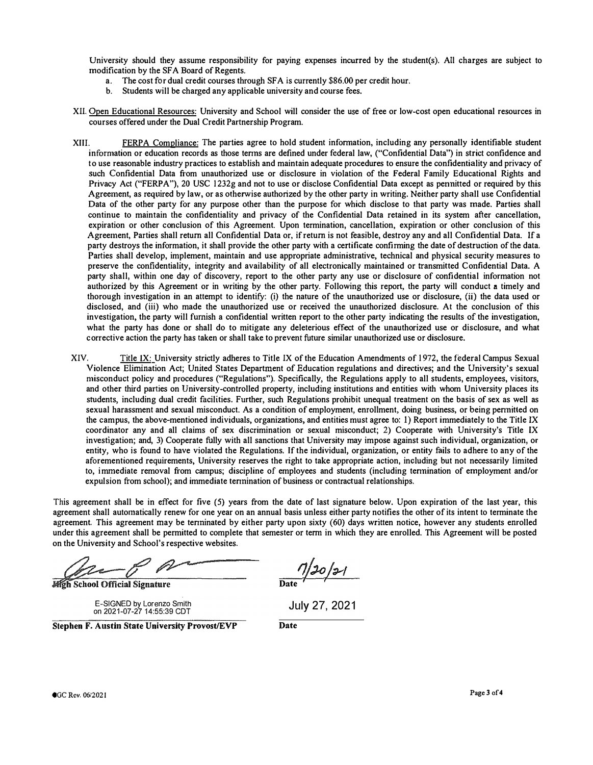University should they assume responsibility for paying expenses incurred by the student(s). All charges are subject to modification by the SFA Board of Regents.

a. The cost for dual credit courses through SFA is currently $86.00 per credit hour.
b. Students will be charged any applicable university and course fees.

XII. Open Educational Resources: University and School will consider the use of free or low-cost open educational resources in courses offered under the Dual Credit Partnership Program.

XIII. FERPA Compliance: The parties agree to hold student information, including any personally identifiable student information or education records as those terms are defined under federal law, ("Confidential Data") in strict confidence and to use reasonable industry practices to establish and maintain adequate procedures to ensure the confidentiality and privacy of such Confidential Data from unauthorized use or disclosure in violation of the Federal Family Educational Rights and Privacy Act ("FERPA"), 20 USC 1232g and not to use or disclose Confidential Data except as permitted or required by this Agreement, as required by law, or as otherwise authorized by the other party in writing. Neither party shall use Confidential Data of the other party for any purpose other than the purpose for which disclose to that party was made. Parties shall continue to maintain the confidentiality and privacy of the Confidential Data retained in its system after cancellation, expiration or other conclusion of this Agreement. Upon termination, cancellation, expiration or other conclusion of this Agreement, Parties shall return all Confidential Data or, if return is not feasible, destroy any and all Confidential Data. If a party destroys the information, it shall provide the other party with a certificate confirming the date of destruction of the data. Parties shall develop, implement, maintain and use appropriate administrative, technical and physical security measures to preserve the confidentiality, integrity and availability of all electronically maintained or transmitted Confidential Data. A party shall, within one day of discovery, report to the other party any use or disclosure of confidential information not authorized by this Agreement or in writing by the other party. Following this report, the party will conduct a timely and thorough investigation in an attempt to identify: (i) the nature of the unauthorized use or disclosure, (ii) the data used or disclosed, and (iii) who made the unauthorized use or received the unauthorized disclosure. At the conclusion of this investigation, the party will furnish a confidential written report to the other party indicating the results of the investigation, what the party has done or shall do to mitigate any deleterious effect of the unauthorized use or disclosure, and what corrective action the party has taken or shall take to prevent future similar unauthorized use or disclosure.

XIV. Title IX: University strictly adheres to Title IX of the Education Amendments of 1972, the federal Campus Sexual Violence Elimination Act; United States Department of Education regulations and directives; and the University's sexual misconduct policy and procedures ("Regulations"). Specifically, the Regulations apply to all students, employees, visitors, and other third parties on University-controlled property, including institutions and entities with whom University places its students, including dual credit facilities. Further, such Regulations prohibit unequal treatment on the basis of sex as well as sexual harassment and sexual misconduct. As a condition of employment, enrollment, doing business, or being permitted on the campus, the above-mentioned individuals, organizations, and entities must agree to: 1) Report immediately to the Title IX coordinator any and all claims of sex discrimination or sexual misconduct; 2) Cooperate with University's Title IX investigation; and, 3) Cooperate fully with all sanctions that University may impose against such individual, organization, or entity, who is found to have violated the Regulations. If the individual, organization, or entity fails to adhere to any of the aforementioned requirements, University reserves the right to take appropriate action, including but not necessarily limited to, immediate removal from campus; discipline of employees and students (including termination of employment and/or expulsion from school); and immediate termination of business or contractual relationships.

This agreement shall be in effect for five (5) years from the date of last signature below. Upon expiration of the last year, this agreement shall automatically renew for one year on an annual basis unless either party notifies the other of its intent to terminate the agreement. This agreement may be terminated by either party upon sixty (60) days written notice, however any students enrolled under this agreement shall be permitted to complete that semester or term in which they are enrolled. This Agreement will be posted on the University and School's respective websites.

**High School Official Signature** — **Date** 7/20/21

E-SIGNED by Lorenzo Smith on 2021-07-27 14:55:39 CDT

**Stephen F. Austin State University Provost/EVP** — **Date** July 27, 2021

OGC Rev. 06/2021